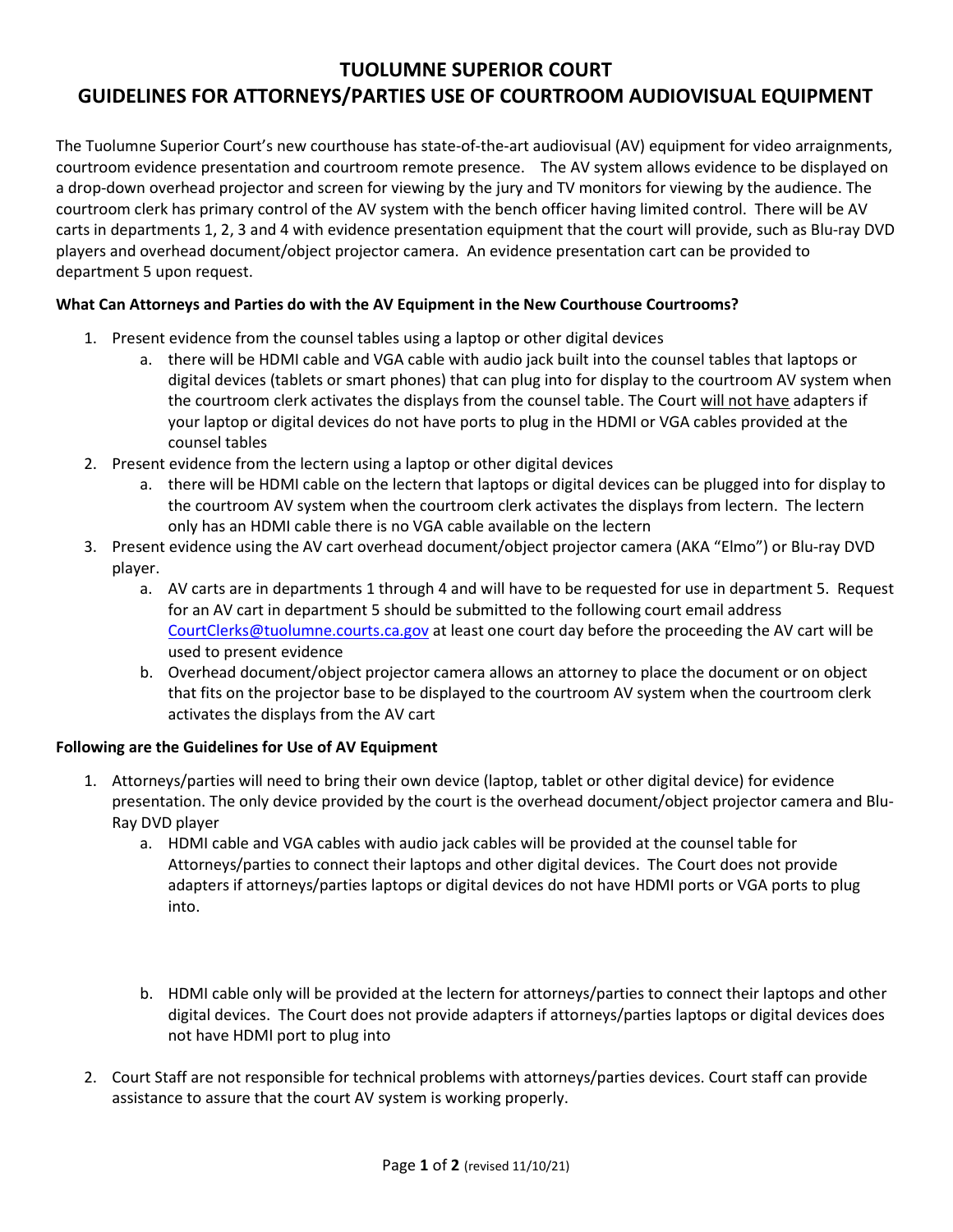# TUOLUMNE SUPERIOR COURT
# GUIDELINES FOR ATTORNEYS/PARTIES USE OF COURTROOM AUDIOVISUAL EQUIPMENT

The Tuolumne Superior Court's new courthouse has state-of-the-art audiovisual (AV) equipment for video arraignments, courtroom evidence presentation and courtroom remote presence. The AV system allows evidence to be displayed on a drop-down overhead projector and screen for viewing by the jury and TV monitors for viewing by the audience. The courtroom clerk has primary control of the AV system with the bench officer having limited control. There will be AV carts in departments 1, 2, 3 and 4 with evidence presentation equipment that the court will provide, such as Blu-ray DVD players and overhead document/object projector camera. An evidence presentation cart can be provided to department 5 upon request.

### What Can Attorneys and Parties do with the AV Equipment in the New Courthouse Courtrooms?

1. Present evidence from the counsel tables using a laptop or other digital devices
   a. there will be HDMI cable and VGA cable with audio jack built into the counsel tables that laptops or digital devices (tablets or smart phones) that can plug into for display to the courtroom AV system when the courtroom clerk activates the displays from the counsel table. The Court <u>will not have</u> adapters if your laptop or digital devices do not have ports to plug in the HDMI or VGA cables provided at the counsel tables
2. Present evidence from the lectern using a laptop or other digital devices
   a. there will be HDMI cable on the lectern that laptops or digital devices can be plugged into for display to the courtroom AV system when the courtroom clerk activates the displays from lectern. The lectern only has an HDMI cable there is no VGA cable available on the lectern
3. Present evidence using the AV cart overhead document/object projector camera (AKA "Elmo") or Blu-ray DVD player.
   a. AV carts are in departments 1 through 4 and will have to be requested for use in department 5. Request for an AV cart in department 5 should be submitted to the following court email address CourtClerks@tuolumne.courts.ca.gov at least one court day before the proceeding the AV cart will be used to present evidence
   b. Overhead document/object projector camera allows an attorney to place the document or on object that fits on the projector base to be displayed to the courtroom AV system when the courtroom clerk activates the displays from the AV cart

### Following are the Guidelines for Use of AV Equipment

1. Attorneys/parties will need to bring their own device (laptop, tablet or other digital device) for evidence presentation. The only device provided by the court is the overhead document/object projector camera and Blu-Ray DVD player
   a. HDMI cable and VGA cables with audio jack cables will be provided at the counsel table for Attorneys/parties to connect their laptops and other digital devices. The Court does not provide adapters if attorneys/parties laptops or digital devices do not have HDMI ports or VGA ports to plug into.
   b. HDMI cable only will be provided at the lectern for attorneys/parties to connect their laptops and other digital devices. The Court does not provide adapters if attorneys/parties laptops or digital devices does not have HDMI port to plug into
2. Court Staff are not responsible for technical problems with attorneys/parties devices. Court staff can provide assistance to assure that the court AV system is working properly.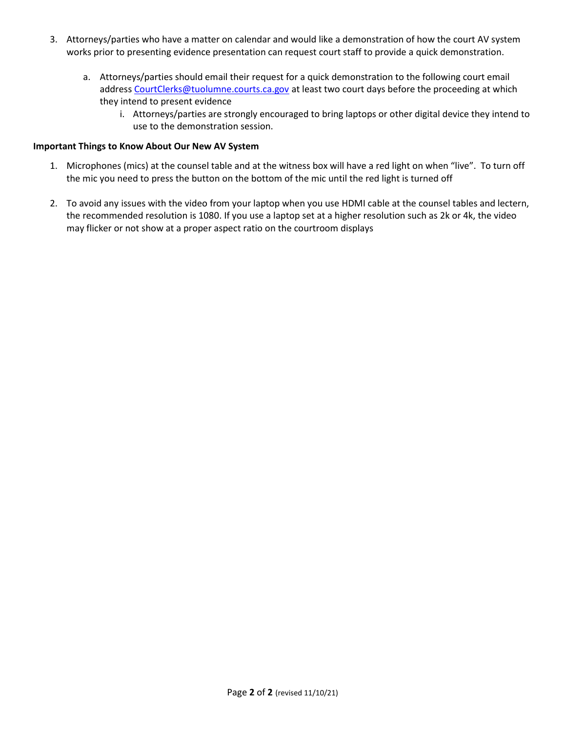3. Attorneys/parties who have a matter on calendar and would like a demonstration of how the court AV system works prior to presenting evidence presentation can request court staff to provide a quick demonstration.

    a. Attorneys/parties should email their request for a quick demonstration to the following court email address CourtClerks@tuolumne.courts.ca.gov at least two court days before the proceeding at which they intend to present evidence

        i. Attorneys/parties are strongly encouraged to bring laptops or other digital device they intend to use to the demonstration session.

**Important Things to Know About Our New AV System**

1. Microphones (mics) at the counsel table and at the witness box will have a red light on when "live". To turn off the mic you need to press the button on the bottom of the mic until the red light is turned off

2. To avoid any issues with the video from your laptop when you use HDMI cable at the counsel tables and lectern, the recommended resolution is 1080. If you use a laptop set at a higher resolution such as 2k or 4k, the video may flicker or not show at a proper aspect ratio on the courtroom displays